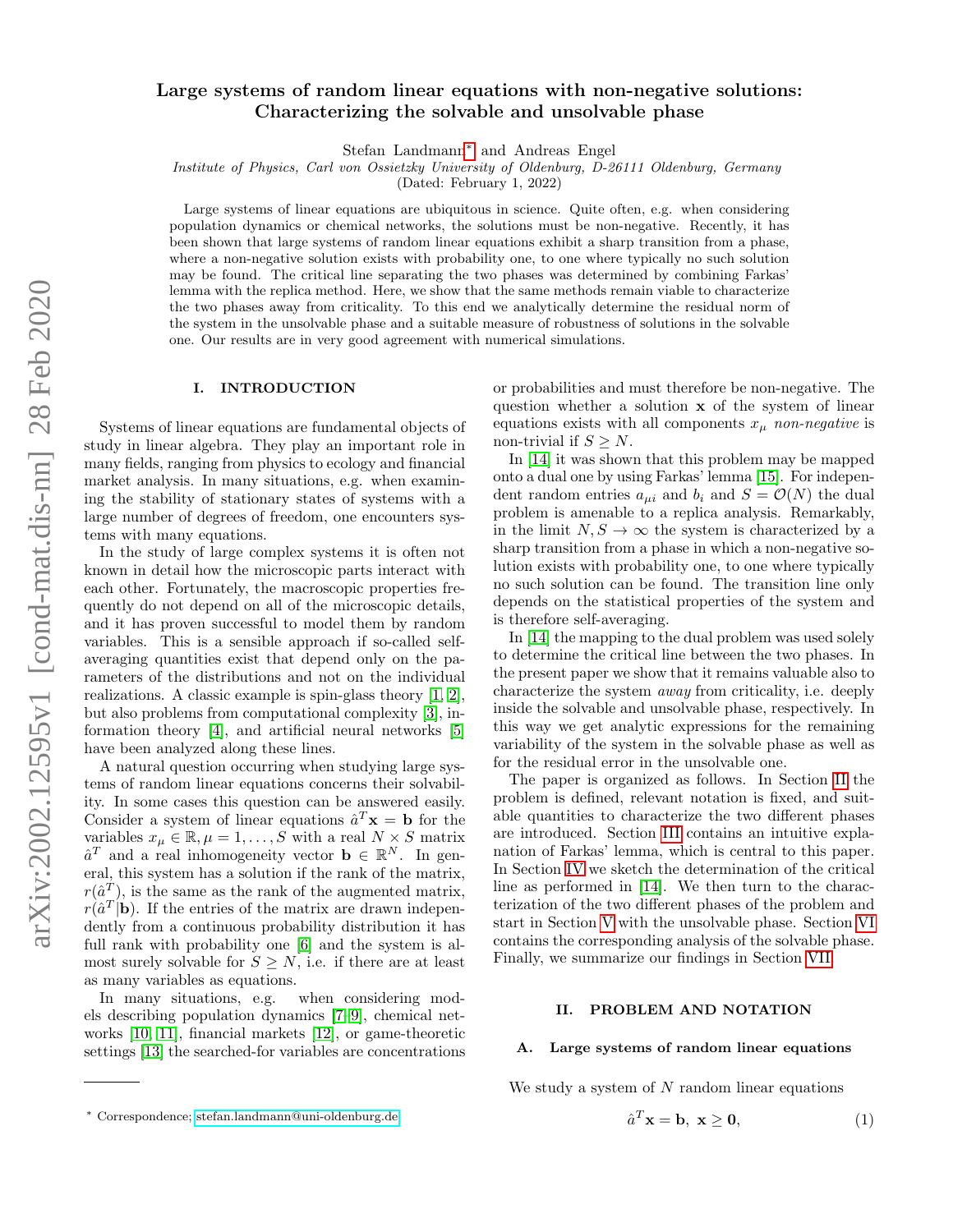# Large systems of random linear equations with non-negative solutions: Characterizing the solvable and unsolvable phase

Stefan Landmann[*] and Andreas Engel

*Institute of Physics, Carl von Ossietzky University of Oldenburg, D-26111 Oldenburg, Germany*

(Dated: February 1, 2022)

Large systems of linear equations are ubiquitous in science. Quite often, e.g. when considering population dynamics or chemical networks, the solutions must be non-negative. Recently, it has been shown that large systems of random linear equations exhibit a sharp transition from a phase, where a non-negative solution exists with probability one, to one where typically no such solution may be found. The critical line separating the two phases was determined by combining Farkas' lemma with the replica method. Here, we show that the same methods remain viable to characterize the two phases away from criticality. To this end we analytically determine the residual norm of the system in the unsolvable phase and a suitable measure of robustness of solutions in the solvable one. Our results are in very good agreement with numerical simulations.

## I. INTRODUCTION

Systems of linear equations are fundamental objects of study in linear algebra. They play an important role in many fields, ranging from physics to ecology and financial market analysis. In many situations, e.g. when examining the stability of stationary states of systems with a large number of degrees of freedom, one encounters systems with many equations.

In the study of large complex systems it is often not known in detail how the microscopic parts interact with each other. Fortunately, the macroscopic properties frequently do not depend on all of the microscopic details, and it has proven successful to model them by random variables. This is a sensible approach if so-called self-averaging quantities exist that depend only on the parameters of the distributions and not on the individual realizations. A classic example is spin-glass theory [1, 2], but also problems from computational complexity [3], information theory [4], and artificial neural networks [5] have been analyzed along these lines.

A natural question occurring when studying large systems of random linear equations concerns their solvability. In some cases this question can be answered easily. Consider a system of linear equations $\hat{a}^T\mathbf{x} = \mathbf{b}$ for the variables $x_\mu \in \mathbb{R}, \mu = 1, \ldots, S$ with a real $N \times S$ matrix $\hat{a}^T$ and a real inhomogeneity vector $\mathbf{b} \in \mathbb{R}^N$. In general, this system has a solution if the rank of the matrix, $r(\hat{a}^T)$, is the same as the rank of the augmented matrix, $r(\hat{a}^T|\mathbf{b})$. If the entries of the matrix are drawn independently from a continuous probability distribution it has full rank with probability one [6] and the system is almost surely solvable for $S \geq N$, i.e. if there are at least as many variables as equations.

In many situations, e.g. when considering models describing population dynamics [7–9], chemical networks [10, 11], financial markets [12], or game-theoretic settings [13] the searched-for variables are concentrations or probabilities and must therefore be non-negative. The question whether a solution $\mathbf{x}$ of the system of linear equations exists with all components $x_\mu$ *non-negative* is non-trivial if $S \geq N$.

In [14] it was shown that this problem may be mapped onto a dual one by using Farkas' lemma [15]. For independent random entries $a_{\mu i}$ and $b_i$ and $S = \mathcal{O}(N)$ the dual problem is amenable to a replica analysis. Remarkably, in the limit $N, S \to \infty$ the system is characterized by a sharp transition from a phase in which a non-negative solution exists with probability one, to one where typically no such solution can be found. The transition line only depends on the statistical properties of the system and is therefore self-averaging.

In [14] the mapping to the dual problem was used solely to determine the critical line between the two phases. In the present paper we show that it remains valuable also to characterize the system *away* from criticality, i.e. deeply inside the solvable and unsolvable phase, respectively. In this way we get analytic expressions for the remaining variability of the system in the solvable phase as well as for the residual error in the unsolvable one.

The paper is organized as follows. In Section II the problem is defined, relevant notation is fixed, and suitable quantities to characterize the two different phases are introduced. Section III contains an intuitive explanation of Farkas' lemma, which is central to this paper. In Section IV we sketch the determination of the critical line as performed in [14]. We then turn to the characterization of the two different phases of the problem and start in Section V with the unsolvable phase. Section VI contains the corresponding analysis of the solvable phase. Finally, we summarize our findings in Section VII.

## II. PROBLEM AND NOTATION

### A. Large systems of random linear equations

We study a system of $N$ random linear equations

$$\hat{a}^T\mathbf{x} = \mathbf{b},\ \mathbf{x} \geq \mathbf{0}, \tag{1}$$

[*] Correspondence; stefan.landmann@uni-oldenburg.de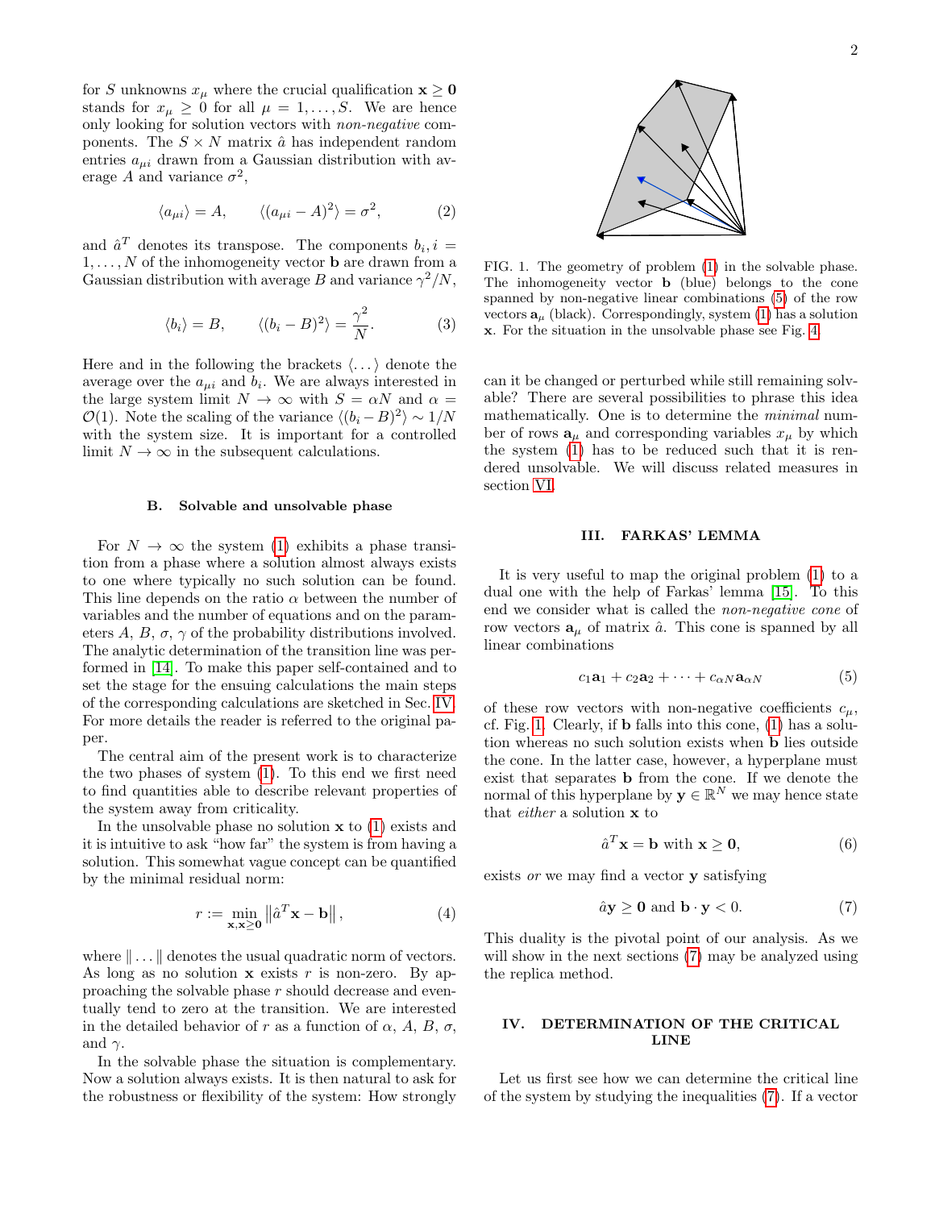for $S$ unknowns $x_\mu$ where the crucial qualification $\mathbf{x} \geq \mathbf{0}$ stands for $x_\mu \geq 0$ for all $\mu = 1, \ldots, S$. We are hence only looking for solution vectors with *non-negative* components. The $S \times N$ matrix $\hat{a}$ has independent random entries $a_{\mu i}$ drawn from a Gaussian distribution with average $A$ and variance $\sigma^2$,

$$\langle a_{\mu i} \rangle = A, \qquad \langle (a_{\mu i} - A)^2 \rangle = \sigma^2, \tag{2}$$

and $\hat{a}^T$ denotes its transpose. The components $b_i, i = 1, \ldots, N$ of the inhomogeneity vector $\mathbf{b}$ are drawn from a Gaussian distribution with average $B$ and variance $\gamma^2/N$,

$$\langle b_i \rangle = B, \qquad \langle (b_i - B)^2 \rangle = \frac{\gamma^2}{N}. \tag{3}$$

Here and in the following the brackets $\langle \ldots \rangle$ denote the average over the $a_{\mu i}$ and $b_i$. We are always interested in the large system limit $N \to \infty$ with $S = \alpha N$ and $\alpha = \mathcal{O}(1)$. Note the scaling of the variance $\langle (b_i - B)^2 \rangle \sim 1/N$ with the system size. It is important for a controlled limit $N \to \infty$ in the subsequent calculations.

### B. Solvable and unsolvable phase

For $N \to \infty$ the system (1) exhibits a phase transition from a phase where a solution almost always exists to one where typically no such solution can be found. This line depends on the ratio $\alpha$ between the number of variables and the number of equations and on the parameters $A$, $B$, $\sigma$, $\gamma$ of the probability distributions involved. The analytic determination of the transition line was performed in [14]. To make this paper self-contained and to set the stage for the ensuing calculations the main steps of the corresponding calculations are sketched in Sec. IV. For more details the reader is referred to the original paper.

The central aim of the present work is to characterize the two phases of system (1). To this end we first need to find quantities able to describe relevant properties of the system away from criticality.

In the unsolvable phase no solution $\mathbf{x}$ to (1) exists and it is intuitive to ask "how far" the system is from having a solution. This somewhat vague concept can be quantified by the minimal residual norm:

$$r := \min_{\mathbf{x}, \mathbf{x} \geq \mathbf{0}} \left\| \hat{a}^T \mathbf{x} - \mathbf{b} \right\|, \tag{4}$$

where $\| \ldots \|$ denotes the usual quadratic norm of vectors. As long as no solution $\mathbf{x}$ exists $r$ is non-zero. By approaching the solvable phase $r$ should decrease and eventually tend to zero at the transition. We are interested in the detailed behavior of $r$ as a function of $\alpha$, $A$, $B$, $\sigma$, and $\gamma$.

In the solvable phase the situation is complementary. Now a solution always exists. It is then natural to ask for the robustness or flexibility of the system: How strongly can it be changed or perturbed while still remaining solvable? There are several possibilities to phrase this idea mathematically. One is to determine the *minimal* number of rows $\mathbf{a}_\mu$ and corresponding variables $x_\mu$ by which the system (1) has to be reduced such that it is rendered unsolvable. We will discuss related measures in section VI.

FIG. 1. The geometry of problem (1) in the solvable phase. The inhomogeneity vector $\mathbf{b}$ (blue) belongs to the cone spanned by non-negative linear combinations (5) of the row vectors $\mathbf{a}_\mu$ (black). Correspondingly, system (1) has a solution $\mathbf{x}$. For the situation in the unsolvable phase see Fig. 4.

## III. FARKAS' LEMMA

It is very useful to map the original problem (1) to a dual one with the help of Farkas' lemma [15]. To this end we consider what is called the *non-negative cone* of row vectors $\mathbf{a}_\mu$ of matrix $\hat{a}$. This cone is spanned by all linear combinations

$$c_1 \mathbf{a}_1 + c_2 \mathbf{a}_2 + \cdots + c_{\alpha N} \mathbf{a}_{\alpha N} \tag{5}$$

of these row vectors with non-negative coefficients $c_\mu$, cf. Fig. 1. Clearly, if $\mathbf{b}$ falls into this cone, (1) has a solution whereas no such solution exists when $\mathbf{b}$ lies outside the cone. In the latter case, however, a hyperplane must exist that separates $\mathbf{b}$ from the cone. If we denote the normal of this hyperplane by $\mathbf{y} \in \mathbb{R}^N$ we may hence state that *either* a solution $\mathbf{x}$ to

$$\hat{a}^T \mathbf{x} = \mathbf{b} \text{ with } \mathbf{x} \geq \mathbf{0}, \tag{6}$$

exists *or* we may find a vector $\mathbf{y}$ satisfying

$$\hat{a}\mathbf{y} \geq \mathbf{0} \text{ and } \mathbf{b} \cdot \mathbf{y} < 0. \tag{7}$$

This duality is the pivotal point of our analysis. As we will show in the next sections (7) may be analyzed using the replica method.

## IV. DETERMINATION OF THE CRITICAL LINE

Let us first see how we can determine the critical line of the system by studying the inequalities (7). If a vector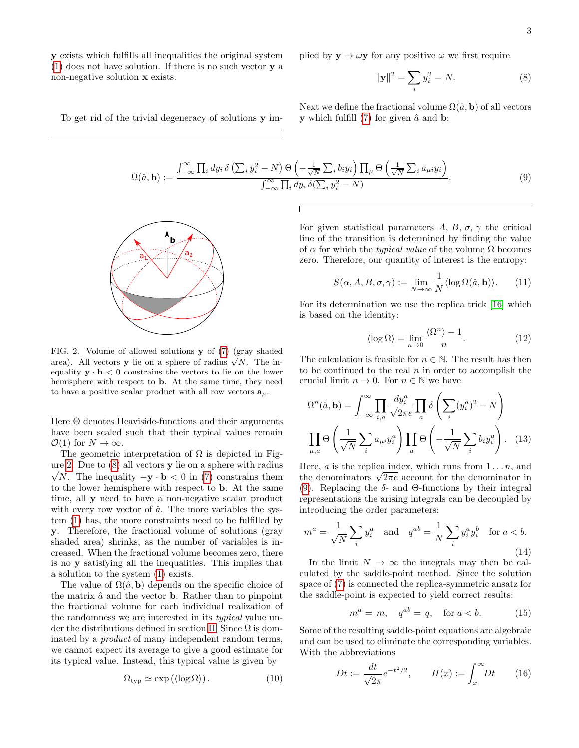**y** exists which fulfills all inequalities the original system (1) does not have solution. If there is no such vector **y** a non-negative solution **x** exists.

To get rid of the trivial degeneracy of solutions **y** implied by $\mathbf{y} \to \omega \mathbf{y}$ for any positive $\omega$ we first require

$$\|\mathbf{y}\|^2 = \sum_i y_i^2 = N. \tag{8}$$

Next we define the fractional volume $\Omega(\hat{a}, \mathbf{b})$ of all vectors $\mathbf{y}$ which fulfill (7) for given $\hat{a}$ and $\mathbf{b}$:

$$\Omega(\hat{a}, \mathbf{b}) := \frac{\int_{-\infty}^{\infty} \prod_i dy_i \, \delta\left(\sum_i y_i^2 - N\right) \Theta\left(-\frac{1}{\sqrt{N}} \sum_i b_i y_i\right) \prod_\mu \Theta\left(\frac{1}{\sqrt{N}} \sum_i a_{\mu i} y_i\right)}{\int_{-\infty}^{\infty} \prod_i dy_i \, \delta(\sum_i y_i^2 - N)}. \tag{9}$$

FIG. 2. Volume of allowed solutions $\mathbf{y}$ of (7) (gray shaded area). All vectors $\mathbf{y}$ lie on a sphere of radius $\sqrt{N}$. The inequality $\mathbf{y} \cdot \mathbf{b} < 0$ constrains the vectors to lie on the lower hemisphere with respect to $\mathbf{b}$. At the same time, they need to have a positive scalar product with all row vectors $\mathbf{a}_\mu$.

Here $\Theta$ denotes Heaviside-functions and their arguments have been scaled such that their typical values remain $\mathcal{O}(1)$ for $N \to \infty$.

The geometric interpretation of $\Omega$ is depicted in Figure 2. Due to (8) all vectors $\mathbf{y}$ lie on a sphere with radius $\sqrt{N}$. The inequality $-\mathbf{y} \cdot \mathbf{b} < 0$ in (7) constrains them to the lower hemisphere with respect to $\mathbf{b}$. At the same time, all $\mathbf{y}$ need to have a non-negative scalar product with every row vector of $\hat{a}$. The more variables the system (1) has, the more constraints need to be fulfilled by $\mathbf{y}$. Therefore, the fractional volume of solutions (gray shaded area) shrinks, as the number of variables is increased. When the fractional volume becomes zero, there is no $\mathbf{y}$ satisfying all the inequalities. This implies that a solution to the system (1) exists.

The value of $\Omega(\hat{a}, \mathbf{b})$ depends on the specific choice of the matrix $\hat{a}$ and the vector $\mathbf{b}$. Rather than to pinpoint the fractional volume for each individual realization of the randomness we are interested in its *typical* value under the distributions defined in section II. Since $\Omega$ is dominated by a *product* of many independent random terms, we cannot expect its average to give a good estimate for its typical value. Instead, this typical value is given by

$$\Omega_{\text{typ}} \simeq \exp\left(\langle \log \Omega \rangle\right). \tag{10}$$

For given statistical parameters $A$, $B$, $\sigma$, $\gamma$ the critical line of the transition is determined by finding the value of $\alpha$ for which the *typical value* of the volume $\Omega$ becomes zero. Therefore, our quantity of interest is the entropy:

$$S(\alpha, A, B, \sigma, \gamma) := \lim_{N \to \infty} \frac{1}{N} \langle \log \Omega(\hat{a}, \mathbf{b}) \rangle. \tag{11}$$

For its determination we use the replica trick [16] which is based on the identity:

$$\langle \log \Omega \rangle = \lim_{n \to 0} \frac{\langle \Omega^n \rangle - 1}{n}. \tag{12}$$

The calculation is feasible for $n \in \mathbb{N}$. The result has then to be continued to the real $n$ in order to accomplish the crucial limit $n \to 0$. For $n \in \mathbb{N}$ we have

$$\Omega^n(\hat{a}, \mathbf{b}) = \int_{-\infty}^{\infty} \prod_{i,a} \frac{dy_i^a}{\sqrt{2\pi e}} \prod_a \delta\left(\sum_i (y_i^a)^2 - N\right)$$
$$\prod_{\mu,a} \Theta\left(\frac{1}{\sqrt{N}} \sum_i a_{\mu i} y_i^a\right) \prod_a \Theta\left(-\frac{1}{\sqrt{N}} \sum_i b_i y_i^a\right). \tag{13}$$

Here, $a$ is the replica index, which runs from $1 \ldots n$, and the denominators $\sqrt{2\pi e}$ account for the denominator in (9). Replacing the $\delta$- and $\Theta$-functions by their integral representations the arising integrals can be decoupled by introducing the order parameters:

$$m^a = \frac{1}{\sqrt{N}} \sum_i y_i^a \quad \text{and} \quad q^{ab} = \frac{1}{N} \sum_i y_i^a y_i^b \quad \text{for } a < b. \tag{14}$$

In the limit $N \to \infty$ the integrals may then be calculated by the saddle-point method. Since the solution space of (7) is connected the replica-symmetric ansatz for the saddle-point is expected to yield correct results:

$$m^a = m, \quad q^{ab} = q, \quad \text{for } a < b. \tag{15}$$

Some of the resulting saddle-point equations are algebraic and can be used to eliminate the corresponding variables. With the abbreviations

$$Dt := \frac{dt}{\sqrt{2\pi}} e^{-t^2/2}, \qquad H(x) := \int_x^\infty Dt \tag{16}$$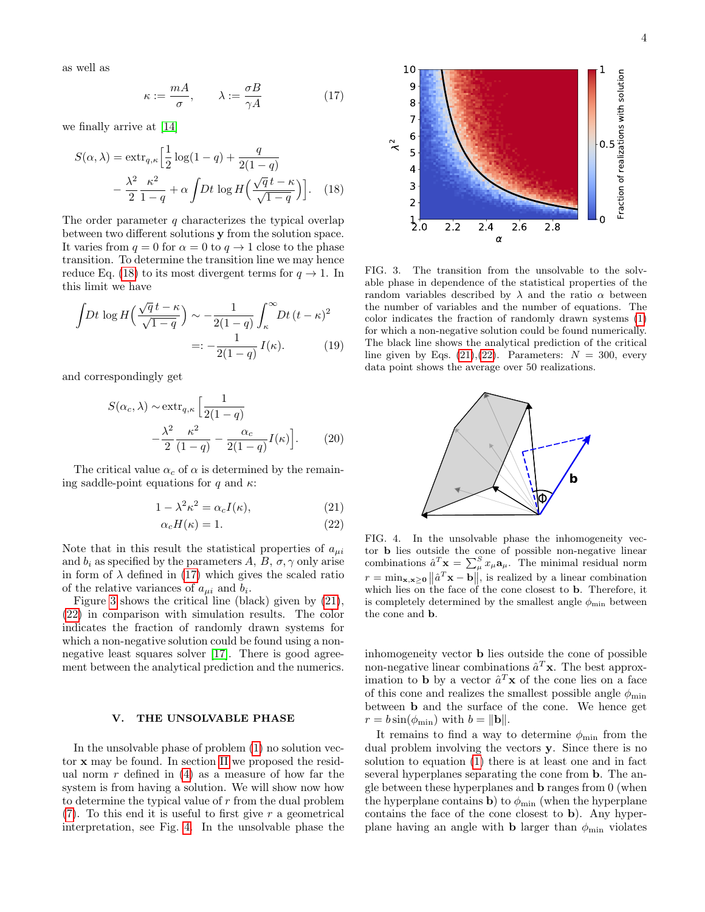as well as

$$\kappa := \frac{mA}{\sigma}, \qquad \lambda := \frac{\sigma B}{\gamma A} \tag{17}$$

we finally arrive at [14]

$$S(\alpha,\lambda) = \text{extr}_{q,\kappa}\Big[\frac{1}{2}\log(1-q) + \frac{q}{2(1-q)} - \frac{\lambda^2}{2}\frac{\kappa^2}{1-q} + \alpha\int Dt\,\log H\Big(\frac{\sqrt{q}\,t-\kappa}{\sqrt{1-q}}\Big)\Big]. \tag{18}$$

The order parameter $q$ characterizes the typical overlap between two different solutions $\mathbf{y}$ from the solution space. It varies from $q=0$ for $\alpha=0$ to $q\to 1$ close to the phase transition. To determine the transition line we may hence reduce Eq. (18) to its most divergent terms for $q\to 1$. In this limit we have

$$\int Dt\,\log H\Big(\frac{\sqrt{q}\,t-\kappa}{\sqrt{1-q}}\Big) \sim -\frac{1}{2(1-q)}\int_\kappa^\infty Dt\,(t-\kappa)^2 =: -\frac{1}{2(1-q)}\,I(\kappa). \tag{19}$$

and correspondingly get

$$S(\alpha_c,\lambda) \sim \text{extr}_{q,\kappa}\Big[\frac{1}{2(1-q)} - \frac{\lambda^2}{2}\frac{\kappa^2}{(1-q)} - \frac{\alpha_c}{2(1-q)}I(\kappa)\Big]. \tag{20}$$

The critical value $\alpha_c$ of $\alpha$ is determined by the remaining saddle-point equations for $q$ and $\kappa$:

$$1-\lambda^2\kappa^2 = \alpha_c I(\kappa), \tag{21}$$

$$\alpha_c H(\kappa) = 1. \tag{22}$$

Note that in this result the statistical properties of $a_{\mu i}$ and $b_i$ as specified by the parameters $A$, $B$, $\sigma,\gamma$ only arise in form of $\lambda$ defined in (17) which gives the scaled ratio of the relative variances of $a_{\mu i}$ and $b_i$.

Figure 3 shows the critical line (black) given by (21), (22) in comparison with simulation results. The color indicates the fraction of randomly drawn systems for which a non-negative solution could be found using a non-negative least squares solver [17]. There is good agreement between the analytical prediction and the numerics.

FIG. 3. The transition from the unsolvable to the solvable phase in dependence of the statistical properties of the random variables described by $\lambda$ and the ratio $\alpha$ between the number of variables and the number of equations. The color indicates the fraction of randomly drawn systems (1) for which a non-negative solution could be found numerically. The black line shows the analytical prediction of the critical line given by Eqs. (21),(22). Parameters: $N=300$, every data point shows the average over 50 realizations.

FIG. 4. In the unsolvable phase the inhomogeneity vector $\mathbf{b}$ lies outside the cone of possible non-negative linear combinations $\hat{a}^T\mathbf{x} = \sum_\mu^S x_\mu \mathbf{a}_\mu$. The minimal residual norm $r = \min_{\mathbf{x},\mathbf{x}\geq\mathbf{0}}\left\|\hat{a}^T\mathbf{x}-\mathbf{b}\right\|$, is realized by a linear combination which lies on the face of the cone closest to $\mathbf{b}$. Therefore, it is completely determined by the smallest angle $\phi_{\min}$ between the cone and $\mathbf{b}$.

## V. THE UNSOLVABLE PHASE

In the unsolvable phase of problem (1) no solution vector $\mathbf{x}$ may be found. In section II we proposed the residual norm $r$ defined in (4) as a measure of how far the system is from having a solution. We will show now how to determine the typical value of $r$ from the dual problem (7). To this end it is useful to first give $r$ a geometrical interpretation, see Fig. 4. In the unsolvable phase the inhomogeneity vector $\mathbf{b}$ lies outside the cone of possible non-negative linear combinations $\hat{a}^T\mathbf{x}$. The best approximation to $\mathbf{b}$ by a vector $\hat{a}^T\mathbf{x}$ of the cone lies on a face of this cone and realizes the smallest possible angle $\phi_{\min}$ between $\mathbf{b}$ and the surface of the cone. We hence get $r = b\sin(\phi_{\min})$ with $b = \|\mathbf{b}\|$.

It remains to find a way to determine $\phi_{\min}$ from the dual problem involving the vectors $\mathbf{y}$. Since there is no solution to equation (1) there is at least one and in fact several hyperplanes separating the cone from $\mathbf{b}$. The angle between these hyperplanes and $\mathbf{b}$ ranges from 0 (when the hyperplane contains $\mathbf{b}$) to $\phi_{\min}$ (when the hyperplane contains the face of the cone closest to $\mathbf{b}$). Any hyperplane having an angle with $\mathbf{b}$ larger than $\phi_{\min}$ violates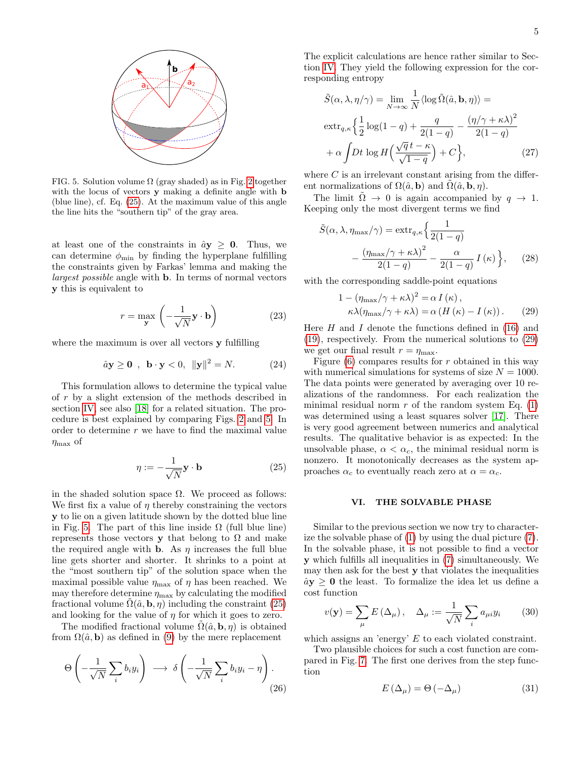FIG. 5. Solution volume $\Omega$ (gray shaded) as in Fig. 2 together with the locus of vectors $\mathbf{y}$ making a definite angle with $\mathbf{b}$ (blue line), cf. Eq. (25). At the maximum value of this angle the line hits the "southern tip" of the gray area.

at least one of the constraints in $\hat{a}\mathbf{y} \geq \mathbf{0}$. Thus, we can determine $\phi_{\min}$ by finding the hyperplane fulfilling the constraints given by Farkas' lemma and making the *largest possible* angle with $\mathbf{b}$. In terms of normal vectors $\mathbf{y}$ this is equivalent to

$$r = \max_{\mathbf{y}} \left( -\frac{1}{\sqrt{N}} \mathbf{y} \cdot \mathbf{b} \right) \tag{23}$$

where the maximum is over all vectors $\mathbf{y}$ fulfilling

$$\hat{a}\mathbf{y} \geq \mathbf{0} \ , \ \ \mathbf{b} \cdot \mathbf{y} < 0, \ \ \|\mathbf{y}\|^2 = N. \tag{24}$$

This formulation allows to determine the typical value of $r$ by a slight extension of the methods described in section IV, see also [18] for a related situation. The procedure is best explained by comparing Figs. 2 and 5. In order to determine $r$ we have to find the maximal value $\eta_{\max}$ of

$$\eta := -\frac{1}{\sqrt{N}} \mathbf{y} \cdot \mathbf{b} \tag{25}$$

in the shaded solution space $\Omega$. We proceed as follows: We first fix a value of $\eta$ thereby constraining the vectors $\mathbf{y}$ to lie on a given latitude shown by the dotted blue line in Fig. 5. The part of this line inside $\Omega$ (full blue line) represents those vectors $\mathbf{y}$ that belong to $\Omega$ and make the required angle with $\mathbf{b}$. As $\eta$ increases the full blue line gets shorter and shorter. It shrinks to a point at the "most southern tip" of the solution space when the maximal possible value $\eta_{\max}$ of $\eta$ has been reached. We may therefore determine $\eta_{\max}$ by calculating the modified fractional volume $\tilde{\Omega}(\hat{a}, \mathbf{b}, \eta)$ including the constraint (25) and looking for the value of $\eta$ for which it goes to zero.

The modified fractional volume $\tilde{\Omega}(\hat{a}, \mathbf{b}, \eta)$ is obtained from $\Omega(\hat{a}, \mathbf{b})$ as defined in (9) by the mere replacement

$$\Theta\left(-\frac{1}{\sqrt{N}} \sum_i b_i y_i\right) \longrightarrow \delta\left(-\frac{1}{\sqrt{N}} \sum_i b_i y_i - \eta\right). \tag{26}$$

The explicit calculations are hence rather similar to Section IV. They yield the following expression for the corresponding entropy

$$\begin{aligned}
\tilde{S}(\alpha, \lambda, \eta/\gamma) &= \lim_{N\to\infty} \frac{1}{N} \langle \log \tilde{\Omega}(\hat{a}, \mathbf{b}, \eta) \rangle = \\
&\text{extr}_{q,\kappa} \Big\{ \frac{1}{2} \log(1-q) + \frac{q}{2(1-q)} - \frac{(\eta/\gamma + \kappa\lambda)^2}{2(1-q)} \\
&+ \alpha \int Dt \, \log H\Big(\frac{\sqrt{q}\, t - \kappa}{\sqrt{1-q}}\Big) + C \Big\},
\end{aligned} \tag{27}$$

where $C$ is an irrelevant constant arising from the different normalizations of $\Omega(\hat{a}, \mathbf{b})$ and $\tilde{\Omega}(\hat{a}, \mathbf{b}, \eta)$.

The limit $\tilde{\Omega} \to 0$ is again accompanied by $q \to 1$. Keeping only the most divergent terms we find

$$\begin{aligned}
\tilde{S}(\alpha, \lambda, \eta_{\max}/\gamma) = \text{extr}_{q,\kappa} \Big\{ &\frac{1}{2(1-q)} \\
&- \frac{(\eta_{\max}/\gamma + \kappa\lambda)^2}{2(1-q)} - \frac{\alpha}{2(1-q)} I(\kappa) \Big\},
\end{aligned} \tag{28}$$

with the corresponding saddle-point equations

$$\begin{aligned}
1 - (\eta_{\max}/\gamma + \kappa\lambda)^2 &= \alpha \, I(\kappa), \\
\kappa\lambda(\eta_{\max}/\gamma + \kappa\lambda) &= \alpha \left( H(\kappa) - I(\kappa) \right).
\end{aligned} \tag{29}$$

Here $H$ and $I$ denote the functions defined in (16) and (19), respectively. From the numerical solutions to (29) we get our final result $r = \eta_{\max}$.

Figure (6) compares results for $r$ obtained in this way with numerical simulations for systems of size $N = 1000$. The data points were generated by averaging over 10 realizations of the randomness. For each realization the minimal residual norm $r$ of the random system Eq. (1) was determined using a least squares solver [17]. There is very good agreement between numerics and analytical results. The qualitative behavior is as expected: In the unsolvable phase, $\alpha < \alpha_c$, the minimal residual norm is nonzero. It monotonically decreases as the system approaches $\alpha_c$ to eventually reach zero at $\alpha = \alpha_c$.

## VI. THE SOLVABLE PHASE

Similar to the previous section we now try to characterize the solvable phase of (1) by using the dual picture (7). In the solvable phase, it is not possible to find a vector $\mathbf{y}$ which fulfills all inequalities in (7) simultaneously. We may then ask for the best $\mathbf{y}$ that violates the inequalities $\hat{a}\mathbf{y} \geq \mathbf{0}$ the least. To formalize the idea let us define a cost function

$$v(\mathbf{y}) = \sum_\mu E\left(\Delta_\mu\right), \quad \Delta_\mu := \frac{1}{\sqrt{N}} \sum_i a_{\mu i} y_i \tag{30}$$

which assigns an 'energy' $E$ to each violated constraint.

Two plausible choices for such a cost function are compared in Fig. 7. The first one derives from the step function

$$E\left(\Delta_\mu\right) = \Theta\left(-\Delta_\mu\right) \tag{31}$$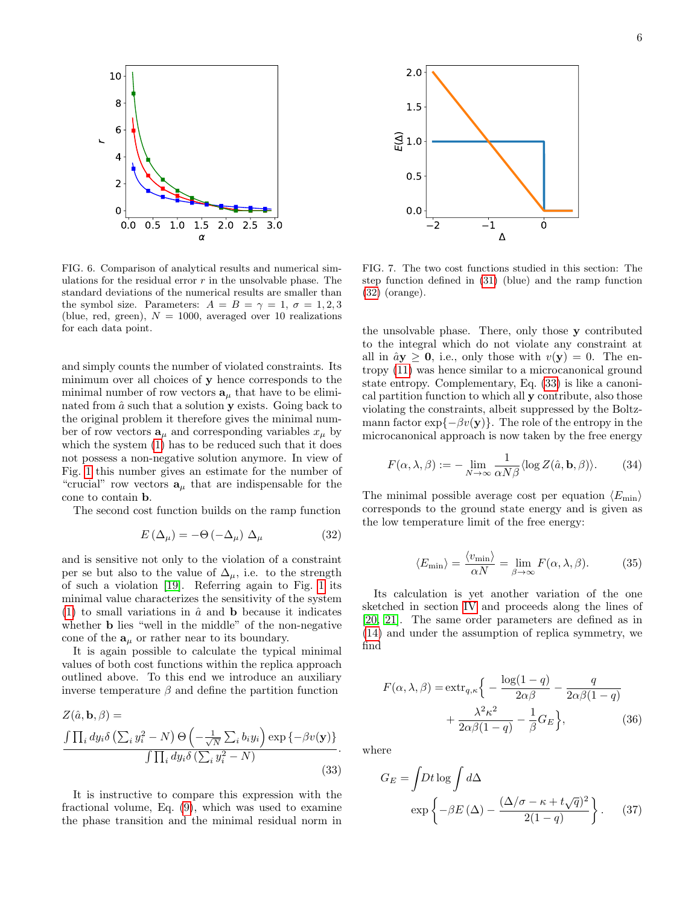FIG. 6. Comparison of analytical results and numerical simulations for the residual error $r$ in the unsolvable phase. The standard deviations of the numerical results are smaller than the symbol size. Parameters: $A = B = \gamma = 1$, $\sigma = 1, 2, 3$ (blue, red, green), $N = 1000$, averaged over 10 realizations for each data point.

FIG. 7. The two cost functions studied in this section: The step function defined in (31) (blue) and the ramp function (32) (orange).

and simply counts the number of violated constraints. Its minimum over all choices of $\mathbf{y}$ hence corresponds to the minimal number of row vectors $\mathbf{a}_\mu$ that have to be eliminated from $\hat{a}$ such that a solution $\mathbf{y}$ exists. Going back to the original problem it therefore gives the minimal number of row vectors $\mathbf{a}_\mu$ and corresponding variables $x_\mu$ by which the system (1) has to be reduced such that it does not possess a non-negative solution anymore. In view of Fig. 1 this number gives an estimate for the number of "crucial" row vectors $\mathbf{a}_\mu$ that are indispensable for the cone to contain $\mathbf{b}$.

The second cost function builds on the ramp function

$$E(\Delta_\mu) = -\Theta(-\Delta_\mu)\,\Delta_\mu \tag{32}$$

and is sensitive not only to the violation of a constraint per se but also to the value of $\Delta_\mu$, i.e. to the strength of such a violation [19]. Referring again to Fig. 1 its minimal value characterizes the sensitivity of the system (1) to small variations in $\hat{a}$ and $\mathbf{b}$ because it indicates whether $\mathbf{b}$ lies "well in the middle" of the non-negative cone of the $\mathbf{a}_\mu$ or rather near to its boundary.

It is again possible to calculate the typical minimal values of both cost functions within the replica approach outlined above. To this end we introduce an auxiliary inverse temperature $\beta$ and define the partition function

$$Z(\hat{a}, \mathbf{b}, \beta) = \frac{\int \prod_i dy_i \delta\left(\sum_i y_i^2 - N\right) \Theta\left(-\frac{1}{\sqrt{N}} \sum_i b_i y_i\right) \exp\{-\beta v(\mathbf{y})\}}{\int \prod_i dy_i \delta\left(\sum_i y_i^2 - N\right)}. \tag{33}$$

It is instructive to compare this expression with the fractional volume, Eq. (9), which was used to examine the phase transition and the minimal residual norm in the unsolvable phase. There, only those $\mathbf{y}$ contributed to the integral which do not violate any constraint at all in $\hat{a}\mathbf{y} \geq \mathbf{0}$, i.e., only those with $v(\mathbf{y}) = 0$. The entropy (11) was hence similar to a microcanonical ground state entropy. Complementary, Eq. (33) is like a canonical partition function to which all $\mathbf{y}$ contribute, also those violating the constraints, albeit suppressed by the Boltzmann factor $\exp\{-\beta v(\mathbf{y})\}$. The role of the entropy in the microcanonical approach is now taken by the free energy

$$F(\alpha, \lambda, \beta) := -\lim_{N\to\infty} \frac{1}{\alpha N \beta} \langle \log Z(\hat{a}, \mathbf{b}, \beta) \rangle. \tag{34}$$

The minimal possible average cost per equation $\langle E_{\min} \rangle$ corresponds to the ground state energy and is given as the low temperature limit of the free energy:

$$\langle E_{\min} \rangle = \frac{\langle v_{\min} \rangle}{\alpha N} = \lim_{\beta\to\infty} F(\alpha, \lambda, \beta). \tag{35}$$

Its calculation is yet another variation of the one sketched in section IV and proceeds along the lines of [20, 21]. The same order parameters are defined as in (14) and under the assumption of replica symmetry, we find

$$F(\alpha, \lambda, \beta) = \operatorname{extr}_{q,\kappa}\Big\{ -\frac{\log(1-q)}{2\alpha\beta} - \frac{q}{2\alpha\beta(1-q)} + \frac{\lambda^2\kappa^2}{2\alpha\beta(1-q)} - \frac{1}{\beta} G_E \Big\}, \tag{36}$$

where

$$G_E = \int Dt \log \int d\Delta \exp\left\{ -\beta E(\Delta) - \frac{(\Delta/\sigma - \kappa + t\sqrt{q})^2}{2(1-q)} \right\}. \tag{37}$$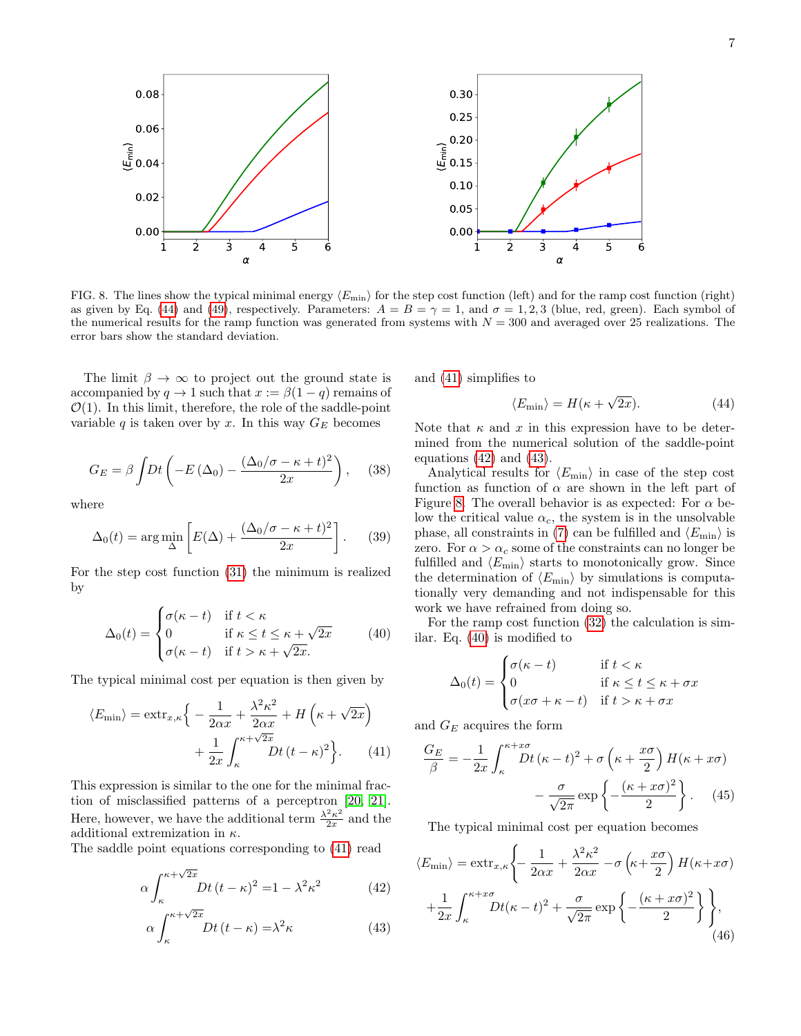FIG. 8. The lines show the typical minimal energy $\langle E_{\min}\rangle$ for the step cost function (left) and for the ramp cost function (right) as given by Eq. (44) and (49), respectively. Parameters: $A = B = \gamma = 1$, and $\sigma = 1, 2, 3$ (blue, red, green). Each symbol of the numerical results for the ramp function was generated from systems with $N = 300$ and averaged over 25 realizations. The error bars show the standard deviation.

The limit $\beta \to \infty$ to project out the ground state is accompanied by $q \to 1$ such that $x := \beta(1-q)$ remains of $\mathcal{O}(1)$. In this limit, therefore, the role of the saddle-point variable $q$ is taken over by $x$. In this way $G_E$ becomes

$$G_E = \beta \int Dt \left( -E\left(\Delta_0\right) - \frac{(\Delta_0/\sigma - \kappa + t)^2}{2x} \right), \qquad (38)$$

where

$$\Delta_0(t) = \arg\min_{\Delta} \left[ E(\Delta) + \frac{(\Delta_0/\sigma - \kappa + t)^2}{2x} \right]. \qquad (39)$$

For the step cost function (31) the minimum is realized by

$$\Delta_0(t) = \begin{cases} \sigma(\kappa - t) & \text{if } t < \kappa \\ 0 & \text{if } \kappa \le t \le \kappa + \sqrt{2x} \\ \sigma(\kappa - t) & \text{if } t > \kappa + \sqrt{2x}. \end{cases} \qquad (40)$$

The typical minimal cost per equation is then given by

$$\langle E_{\min}\rangle = \operatorname{extr}_{x,\kappa}\Big\{ -\frac{1}{2\alpha x} + \frac{\lambda^2\kappa^2}{2\alpha x} + H\left(\kappa + \sqrt{2x}\right) + \frac{1}{2x}\int_{\kappa}^{\kappa+\sqrt{2x}} Dt\,(t-\kappa)^2 \Big\}. \qquad (41)$$

This expression is similar to the one for the minimal fraction of misclassified patterns of a perceptron [20, 21]. Here, however, we have the additional term $\frac{\lambda^2\kappa^2}{2x}$ and the additional extremization in $\kappa$.

The saddle point equations corresponding to (41) read

$$\alpha \int_{\kappa}^{\kappa+\sqrt{2x}} Dt\,(t-\kappa)^2 = 1 - \lambda^2\kappa^2 \qquad (42)$$

$$\alpha \int_{\kappa}^{\kappa+\sqrt{2x}} Dt\,(t-\kappa) = \lambda^2\kappa \qquad (43)$$

and (41) simplifies to

$$\langle E_{\min}\rangle = H(\kappa + \sqrt{2x}). \qquad (44)$$

Note that $\kappa$ and $x$ in this expression have to be determined from the numerical solution of the saddle-point equations (42) and (43).

Analytical results for $\langle E_{\min}\rangle$ in case of the step cost function as function of $\alpha$ are shown in the left part of Figure 8. The overall behavior is as expected: For $\alpha$ below the critical value $\alpha_c$, the system is in the unsolvable phase, all constraints in (7) can be fulfilled and $\langle E_{\min}\rangle$ is zero. For $\alpha > \alpha_c$ some of the constraints can no longer be fulfilled and $\langle E_{\min}\rangle$ starts to monotonically grow. Since the determination of $\langle E_{\min}\rangle$ by simulations is computationally very demanding and not indispensable for this work we have refrained from doing so.

For the ramp cost function (32) the calculation is similar. Eq. (40) is modified to

$$\Delta_0(t) = \begin{cases} \sigma(\kappa - t) & \text{if } t < \kappa \\ 0 & \text{if } \kappa \le t \le \kappa + \sigma x \\ \sigma(x\sigma + \kappa - t) & \text{if } t > \kappa + \sigma x \end{cases}$$

and $G_E$ acquires the form

$$\frac{G_E}{\beta} = -\frac{1}{2x}\int_{\kappa}^{\kappa+x\sigma} Dt\,(\kappa - t)^2 + \sigma\left(\kappa + \frac{x\sigma}{2}\right) H(\kappa + x\sigma) - \frac{\sigma}{\sqrt{2\pi}} \exp\left\{-\frac{(\kappa + x\sigma)^2}{2}\right\}. \qquad (45)$$

The typical minimal cost per equation becomes

$$\langle E_{\min}\rangle = \operatorname{extr}_{x,\kappa}\Bigg\{ -\frac{1}{2\alpha x} + \frac{\lambda^2\kappa^2}{2\alpha x} - \sigma\left(\kappa + \frac{x\sigma}{2}\right) H(\kappa + x\sigma) + \frac{1}{2x}\int_{\kappa}^{\kappa+x\sigma} Dt(\kappa - t)^2 + \frac{\sigma}{\sqrt{2\pi}} \exp\left\{-\frac{(\kappa + x\sigma)^2}{2}\right\} \Bigg\}, \qquad (46)$$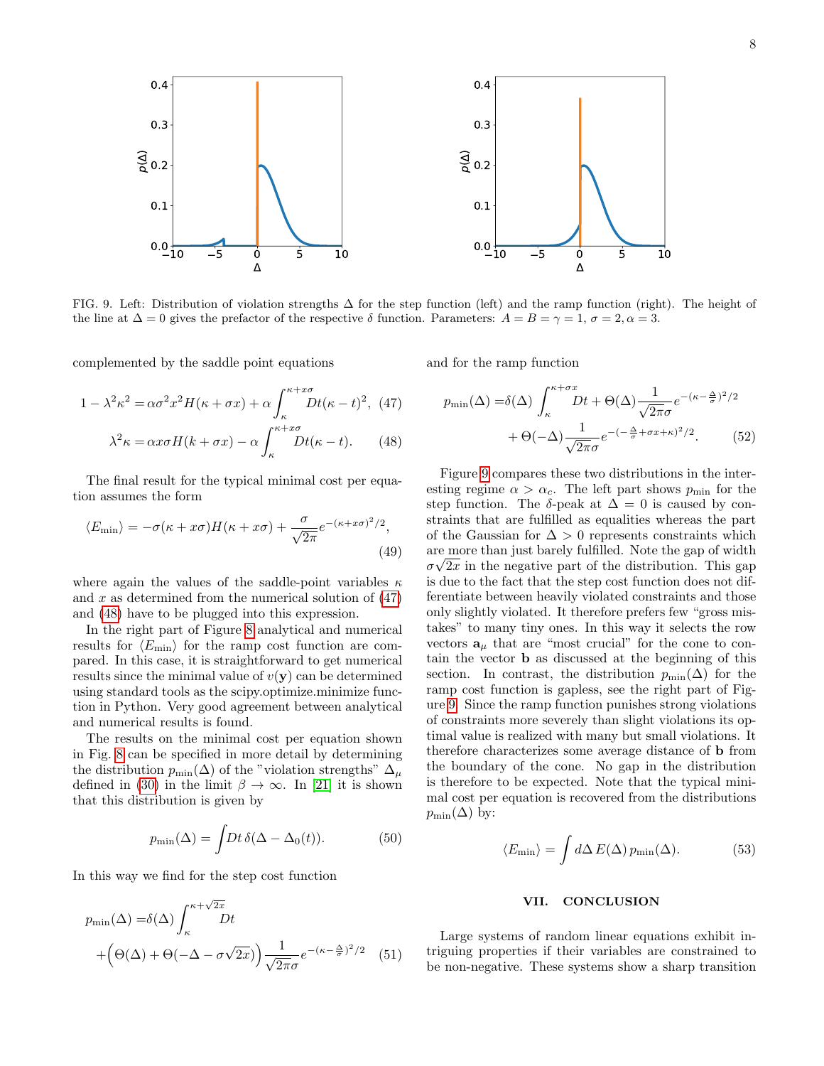FIG. 9. Left: Distribution of violation strengths $\Delta$ for the step function (left) and the ramp function (right). The height of the line at $\Delta = 0$ gives the prefactor of the respective $\delta$ function. Parameters: $A = B = \gamma = 1$, $\sigma = 2, \alpha = 3$.

complemented by the saddle point equations

$$1 - \lambda^2\kappa^2 = \alpha\sigma^2 x^2 H(\kappa + \sigma x) + \alpha \int_{\kappa}^{\kappa + x\sigma} Dt(\kappa - t)^2, \quad (47)$$

$$\lambda^2\kappa = \alpha x \sigma H(k + \sigma x) - \alpha \int_{\kappa}^{\kappa + x\sigma} Dt(\kappa - t). \quad (48)$$

The final result for the typical minimal cost per equation assumes the form

$$\langle E_{\min} \rangle = -\sigma(\kappa + x\sigma)H(\kappa + x\sigma) + \frac{\sigma}{\sqrt{2\pi}} e^{-(\kappa + x\sigma)^2/2}, \quad (49)$$

where again the values of the saddle-point variables $\kappa$ and $x$ as determined from the numerical solution of (47) and (48) have to be plugged into this expression.

In the right part of Figure 8 analytical and numerical results for $\langle E_{\min} \rangle$ for the ramp cost function are compared. In this case, it is straightforward to get numerical results since the minimal value of $v(\mathbf{y})$ can be determined using standard tools as the scipy.optimize.minimize function in Python. Very good agreement between analytical and numerical results is found.

The results on the minimal cost per equation shown in Fig. 8 can be specified in more detail by determining the distribution $p_{\min}(\Delta)$ of the "violation strengths" $\Delta_\mu$ defined in (30) in the limit $\beta \to \infty$. In [21] it is shown that this distribution is given by

$$p_{\min}(\Delta) = \int Dt\, \delta(\Delta - \Delta_0(t)). \quad (50)$$

In this way we find for the step cost function

$$p_{\min}(\Delta) = \delta(\Delta) \int_{\kappa}^{\kappa + \sqrt{2x}} Dt + \Big(\Theta(\Delta) + \Theta(-\Delta - \sigma\sqrt{2x})\Big) \frac{1}{\sqrt{2\pi}\sigma} e^{-(\kappa - \frac{\Delta}{\sigma})^2/2} \quad (51)$$

and for the ramp function

$$p_{\min}(\Delta) = \delta(\Delta) \int_{\kappa}^{\kappa + \sigma x} Dt + \Theta(\Delta) \frac{1}{\sqrt{2\pi}\sigma} e^{-(\kappa - \frac{\Delta}{\sigma})^2/2} + \Theta(-\Delta) \frac{1}{\sqrt{2\pi}\sigma} e^{-(-\frac{\Delta}{\sigma} + \sigma x + \kappa)^2/2}. \quad (52)$$

Figure 9 compares these two distributions in the interesting regime $\alpha > \alpha_c$. The left part shows $p_{\min}$ for the step function. The $\delta$-peak at $\Delta = 0$ is caused by constraints that are fulfilled as equalities whereas the part of the Gaussian for $\Delta > 0$ represents constraints which are more than just barely fulfilled. Note the gap of width $\sigma\sqrt{2x}$ in the negative part of the distribution. This gap is due to the fact that the step cost function does not differentiate between heavily violated constraints and those only slightly violated. It therefore prefers few "gross mistakes" to many tiny ones. In this way it selects the row vectors $\mathbf{a}_\mu$ that are "most crucial" for the cone to contain the vector $\mathbf{b}$ as discussed at the beginning of this section. In contrast, the distribution $p_{\min}(\Delta)$ for the ramp cost function is gapless, see the right part of Figure 9. Since the ramp function punishes strong violations of constraints more severely than slight violations its optimal value is realized with many but small violations. It therefore characterizes some average distance of $\mathbf{b}$ from the boundary of the cone. No gap in the distribution is therefore to be expected. Note that the typical minimal cost per equation is recovered from the distributions $p_{\min}(\Delta)$ by:

$$\langle E_{\min} \rangle = \int d\Delta\, E(\Delta)\, p_{\min}(\Delta). \quad (53)$$

## VII. CONCLUSION

Large systems of random linear equations exhibit intriguing properties if their variables are constrained to be non-negative. These systems show a sharp transition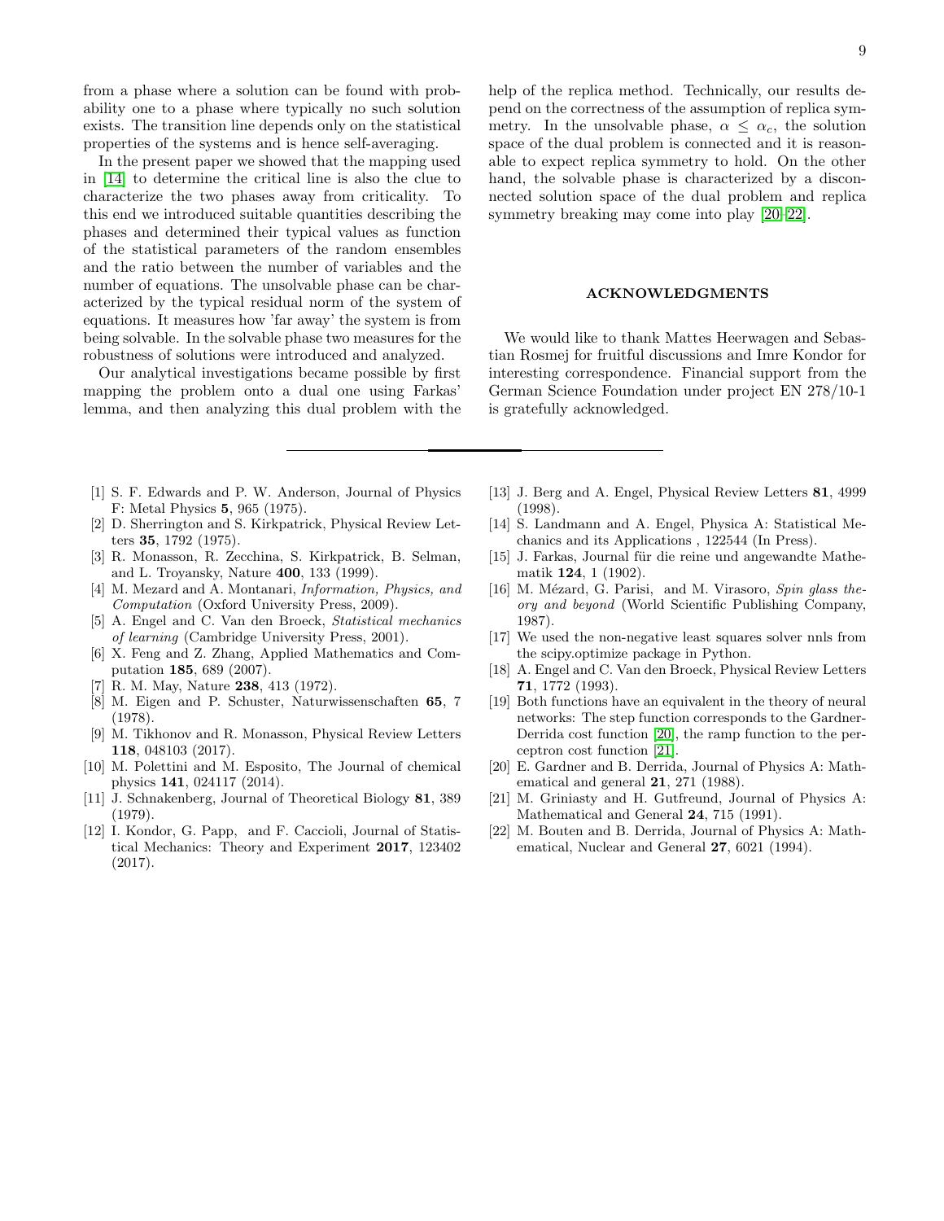from a phase where a solution can be found with probability one to a phase where typically no such solution exists. The transition line depends only on the statistical properties of the systems and is hence self-averaging.

In the present paper we showed that the mapping used in [14] to determine the critical line is also the clue to characterize the two phases away from criticality. To this end we introduced suitable quantities describing the phases and determined their typical values as function of the statistical parameters of the random ensembles and the ratio between the number of variables and the number of equations. The unsolvable phase can be characterized by the typical residual norm of the system of equations. It measures how 'far away' the system is from being solvable. In the solvable phase two measures for the robustness of solutions were introduced and analyzed.

Our analytical investigations became possible by first mapping the problem onto a dual one using Farkas' lemma, and then analyzing this dual problem with the help of the replica method. Technically, our results depend on the correctness of the assumption of replica symmetry. In the unsolvable phase, $\alpha \leq \alpha_c$, the solution space of the dual problem is connected and it is reasonable to expect replica symmetry to hold. On the other hand, the solvable phase is characterized by a disconnected solution space of the dual problem and replica symmetry breaking may come into play [20–22].

## ACKNOWLEDGMENTS

We would like to thank Mattes Heerwagen and Sebastian Rosmej for fruitful discussions and Imre Kondor for interesting correspondence. Financial support from the German Science Foundation under project EN 278/10-1 is gratefully acknowledged.

---

[1] S. F. Edwards and P. W. Anderson, Journal of Physics F: Metal Physics **5**, 965 (1975).

[2] D. Sherrington and S. Kirkpatrick, Physical Review Letters **35**, 1792 (1975).

[3] R. Monasson, R. Zecchina, S. Kirkpatrick, B. Selman, and L. Troyansky, Nature **400**, 133 (1999).

[4] M. Mezard and A. Montanari, *Information, Physics, and Computation* (Oxford University Press, 2009).

[5] A. Engel and C. Van den Broeck, *Statistical mechanics of learning* (Cambridge University Press, 2001).

[6] X. Feng and Z. Zhang, Applied Mathematics and Computation **185**, 689 (2007).

[7] R. M. May, Nature **238**, 413 (1972).

[8] M. Eigen and P. Schuster, Naturwissenschaften **65**, 7 (1978).

[9] M. Tikhonov and R. Monasson, Physical Review Letters **118**, 048103 (2017).

[10] M. Polettini and M. Esposito, The Journal of chemical physics **141**, 024117 (2014).

[11] J. Schnakenberg, Journal of Theoretical Biology **81**, 389 (1979).

[12] I. Kondor, G. Papp, and F. Caccioli, Journal of Statistical Mechanics: Theory and Experiment **2017**, 123402 (2017).

[13] J. Berg and A. Engel, Physical Review Letters **81**, 4999 (1998).

[14] S. Landmann and A. Engel, Physica A: Statistical Mechanics and its Applications , 122544 (In Press).

[15] J. Farkas, Journal für die reine und angewandte Mathematik **124**, 1 (1902).

[16] M. Mézard, G. Parisi, and M. Virasoro, *Spin glass theory and beyond* (World Scientific Publishing Company, 1987).

[17] We used the non-negative least squares solver nnls from the scipy.optimize package in Python.

[18] A. Engel and C. Van den Broeck, Physical Review Letters **71**, 1772 (1993).

[19] Both functions have an equivalent in the theory of neural networks: The step function corresponds to the Gardner-Derrida cost function [20], the ramp function to the perceptron cost function [21].

[20] E. Gardner and B. Derrida, Journal of Physics A: Mathematical and general **21**, 271 (1988).

[21] M. Griniasty and H. Gutfreund, Journal of Physics A: Mathematical and General **24**, 715 (1991).

[22] M. Bouten and B. Derrida, Journal of Physics A: Mathematical, Nuclear and General **27**, 6021 (1994).